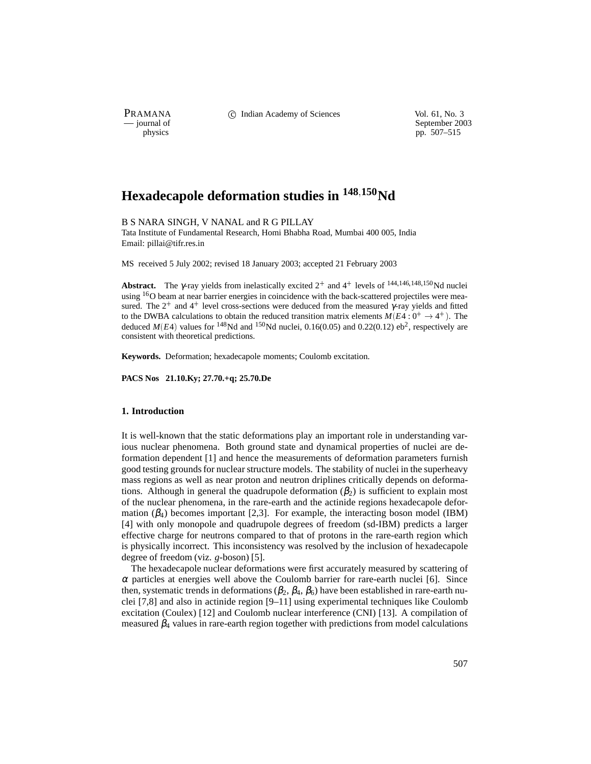# Hexadecapole deformation studies in $^{148,150}$Nd

B S NARA SINGH, V NANAL and R G PILLAY

Tata Institute of Fundamental Research, Homi Bhabha Road, Mumbai 400 005, India
Email: pillai@tifr.res.in

MS received 5 July 2002; revised 18 January 2003; accepted 21 February 2003

**Abstract.** The $\gamma$-ray yields from inelastically excited $2^+$ and $4^+$ levels of $^{144,146,148,150}$Nd nuclei using $^{16}$O beam at near barrier energies in coincidence with the back-scattered projectiles were measured. The $2^+$ and $4^+$ level cross-sections were deduced from the measured $\gamma$-ray yields and fitted to the DWBA calculations to obtain the reduced transition matrix elements $M(E4: 0^+ \rightarrow 4^+)$. The deduced $M(E4)$ values for $^{148}$Nd and $^{150}$Nd nuclei, 0.16(0.05) and 0.22(0.12) eb$^2$, respectively are consistent with theoretical predictions.

**Keywords.** Deformation; hexadecapole moments; Coulomb excitation.

**PACS Nos 21.10.Ky; 27.70.+q; 25.70.De**

## 1. Introduction

It is well-known that the static deformations play an important role in understanding various nuclear phenomena. Both ground state and dynamical properties of nuclei are deformation dependent [1] and hence the measurements of deformation parameters furnish good testing grounds for nuclear structure models. The stability of nuclei in the superheavy mass regions as well as near proton and neutron driplines critically depends on deformations. Although in general the quadrupole deformation ($\beta_2$) is sufficient to explain most of the nuclear phenomena, in the rare-earth and the actinide regions hexadecapole deformation ($\beta_4$) becomes important [2,3]. For example, the interacting boson model (IBM) [4] with only monopole and quadrupole degrees of freedom (sd-IBM) predicts a larger effective charge for neutrons compared to that of protons in the rare-earth region which is physically incorrect. This inconsistency was resolved by the inclusion of hexadecapole degree of freedom (viz. *g*-boson) [5].

The hexadecapole nuclear deformations were first accurately measured by scattering of $\alpha$ particles at energies well above the Coulomb barrier for rare-earth nuclei [6]. Since then, systematic trends in deformations ($\beta_2$, $\beta_4$, $\beta_6$) have been established in rare-earth nuclei [7,8] and also in actinide region [9–11] using experimental techniques like Coulomb excitation (Coulex) [12] and Coulomb nuclear interference (CNI) [13]. A compilation of measured $\beta_4$ values in rare-earth region together with predictions from model calculations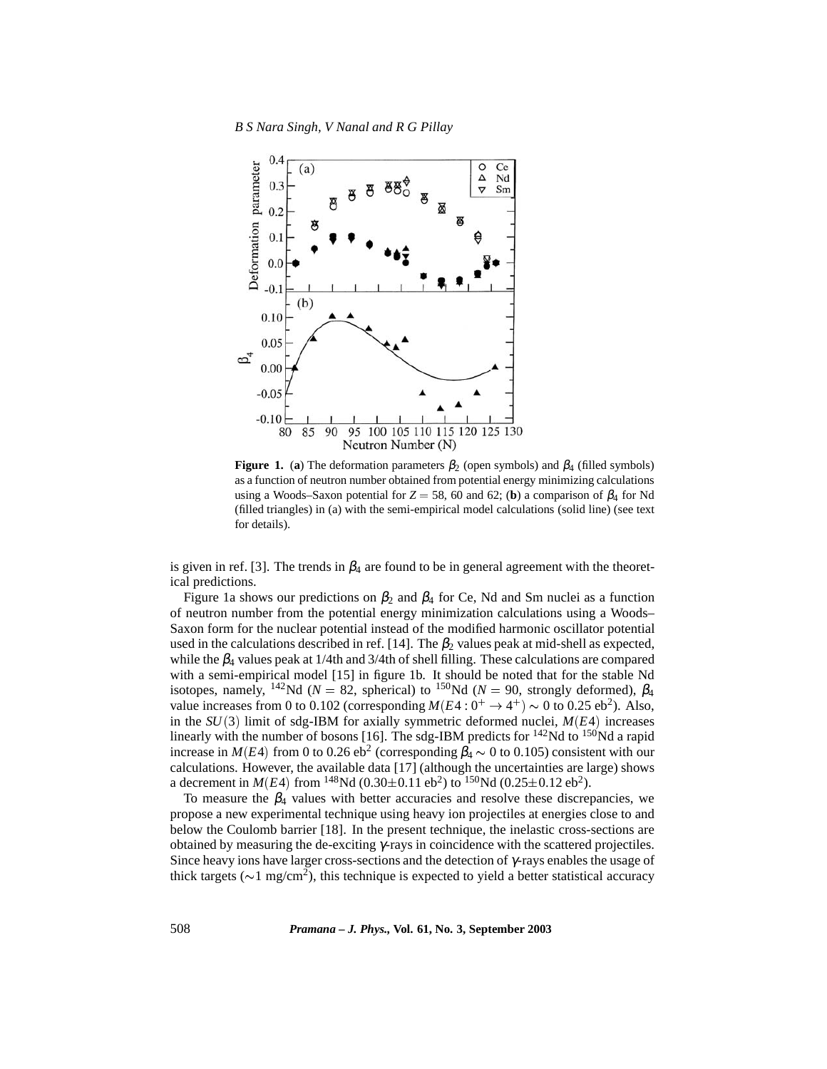**Figure 1.** (**a**) The deformation parameters $\beta_2$ (open symbols) and $\beta_4$ (filled symbols) as a function of neutron number obtained from potential energy minimizing calculations using a Woods–Saxon potential for $Z = 58$, 60 and 62; (**b**) a comparison of $\beta_4$ for Nd (filled triangles) in (a) with the semi-empirical model calculations (solid line) (see text for details).

is given in ref. [3]. The trends in $\beta_4$ are found to be in general agreement with the theoretical predictions.

Figure 1a shows our predictions on $\beta_2$ and $\beta_4$ for Ce, Nd and Sm nuclei as a function of neutron number from the potential energy minimization calculations using a Woods–Saxon form for the nuclear potential instead of the modified harmonic oscillator potential used in the calculations described in ref. [14]. The $\beta_2$ values peak at mid-shell as expected, while the $\beta_4$ values peak at 1/4th and 3/4th of shell filling. These calculations are compared with a semi-empirical model [15] in figure 1b. It should be noted that for the stable Nd isotopes, namely, $^{142}$Nd ($N = 82$, spherical) to $^{150}$Nd ($N = 90$, strongly deformed), $\beta_4$ value increases from 0 to 0.102 (corresponding $M(E4: 0^+ \rightarrow 4^+) \sim 0$ to 0.25 eb$^2$). Also, in the $SU(3)$ limit of sdg-IBM for axially symmetric deformed nuclei, $M(E4)$ increases linearly with the number of bosons [16]. The sdg-IBM predicts for $^{142}$Nd to $^{150}$Nd a rapid increase in $M(E4)$ from 0 to 0.26 eb$^2$ (corresponding $\beta_4 \sim 0$ to 0.105) consistent with our calculations. However, the available data [17] (although the uncertainties are large) shows a decrement in $M(E4)$ from $^{148}$Nd ($0.30 \pm 0.11$ eb$^2$) to $^{150}$Nd ($0.25 \pm 0.12$ eb$^2$).

To measure the $\beta_4$ values with better accuracies and resolve these discrepancies, we propose a new experimental technique using heavy ion projectiles at energies close to and below the Coulomb barrier [18]. In the present technique, the inelastic cross-sections are obtained by measuring the de-exciting $\gamma$-rays in coincidence with the scattered projectiles. Since heavy ions have larger cross-sections and the detection of $\gamma$-rays enables the usage of thick targets ($\sim$1 mg/cm$^2$), this technique is expected to yield a better statistical accuracy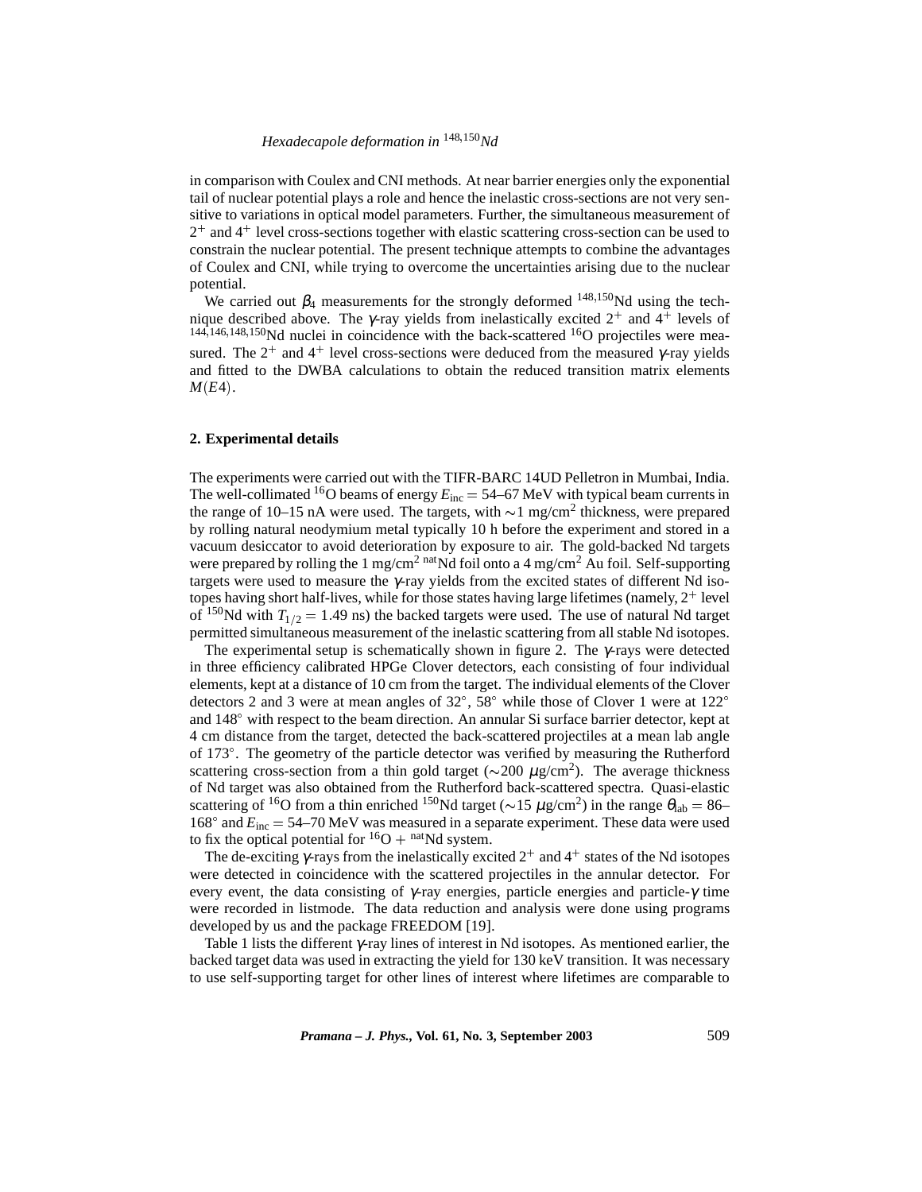in comparison with Coulex and CNI methods. At near barrier energies only the exponential tail of nuclear potential plays a role and hence the inelastic cross-sections are not very sensitive to variations in optical model parameters. Further, the simultaneous measurement of $2^+$ and $4^+$ level cross-sections together with elastic scattering cross-section can be used to constrain the nuclear potential. The present technique attempts to combine the advantages of Coulex and CNI, while trying to overcome the uncertainties arising due to the nuclear potential.

We carried out $\beta_4$ measurements for the strongly deformed $^{148,150}$Nd using the technique described above. The $\gamma$-ray yields from inelastically excited $2^+$ and $4^+$ levels of $^{144,146,148,150}$Nd nuclei in coincidence with the back-scattered $^{16}$O projectiles were measured. The $2^+$ and $4^+$ level cross-sections were deduced from the measured $\gamma$-ray yields and fitted to the DWBA calculations to obtain the reduced transition matrix elements $M(E4)$.

## 2. Experimental details

The experiments were carried out with the TIFR-BARC 14UD Pelletron in Mumbai, India. The well-collimated $^{16}$O beams of energy $E_{\text{inc}} = 54$–$67$ MeV with typical beam currents in the range of 10–15 nA were used. The targets, with $\sim$1 mg/cm$^2$ thickness, were prepared by rolling natural neodymium metal typically 10 h before the experiment and stored in a vacuum desiccator to avoid deterioration by exposure to air. The gold-backed Nd targets were prepared by rolling the 1 mg/cm$^2$ $^{\text{nat}}$Nd foil onto a 4 mg/cm$^2$ Au foil. Self-supporting targets were used to measure the $\gamma$-ray yields from the excited states of different Nd isotopes having short half-lives, while for those states having large lifetimes (namely, $2^+$ level of $^{150}$Nd with $T_{1/2} = 1.49$ ns) the backed targets were used. The use of natural Nd target permitted simultaneous measurement of the inelastic scattering from all stable Nd isotopes.

The experimental setup is schematically shown in figure 2. The $\gamma$-rays were detected in three efficiency calibrated HPGe Clover detectors, each consisting of four individual elements, kept at a distance of 10 cm from the target. The individual elements of the Clover detectors 2 and 3 were at mean angles of 32°, 58° while those of Clover 1 were at 122° and 148° with respect to the beam direction. An annular Si surface barrier detector, kept at 4 cm distance from the target, detected the back-scattered projectiles at a mean lab angle of 173°. The geometry of the particle detector was verified by measuring the Rutherford scattering cross-section from a thin gold target ($\sim$200 $\mu$g/cm$^2$). The average thickness of Nd target was also obtained from the Rutherford back-scattered spectra. Quasi-elastic scattering of $^{16}$O from a thin enriched $^{150}$Nd target ($\sim$15 $\mu$g/cm$^2$) in the range $\theta_{\text{lab}} = 86$–$168°$ and $E_{\text{inc}} = 54$–$70$ MeV was measured in a separate experiment. These data were used to fix the optical potential for $^{16}$O + $^{\text{nat}}$Nd system.

The de-exciting $\gamma$-rays from the inelastically excited $2^+$ and $4^+$ states of the Nd isotopes were detected in coincidence with the scattered projectiles in the annular detector. For every event, the data consisting of $\gamma$-ray energies, particle energies and particle-$\gamma$ time were recorded in listmode. The data reduction and analysis were done using programs developed by us and the package FREEDOM [19].

Table 1 lists the different $\gamma$-ray lines of interest in Nd isotopes. As mentioned earlier, the backed target data was used in extracting the yield for 130 keV transition. It was necessary to use self-supporting target for other lines of interest where lifetimes are comparable to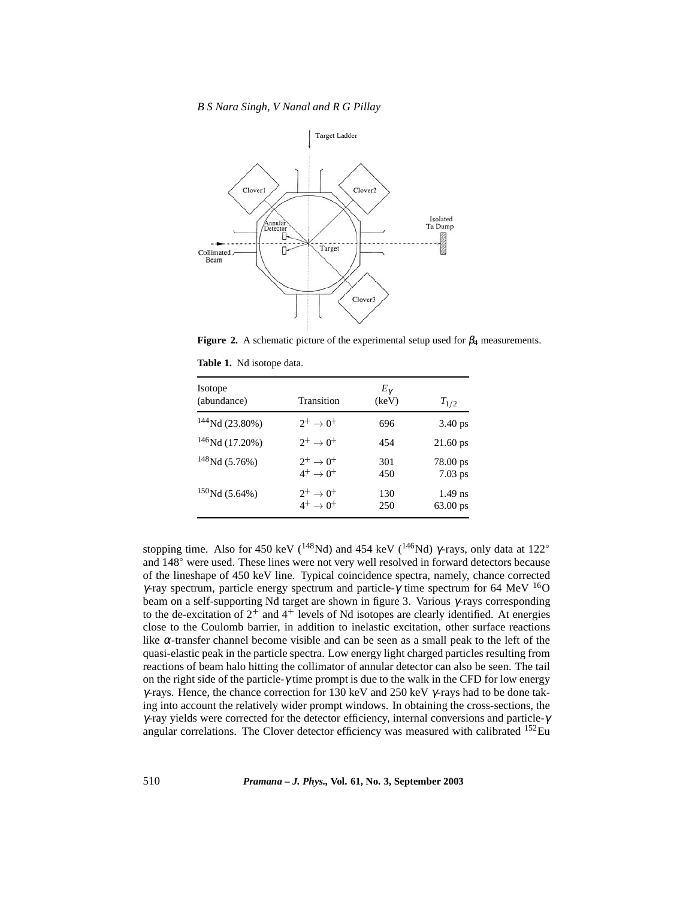Figure 2. A schematic picture of the experimental setup used for $\beta_4$ measurements.

**Table 1.** Nd isotope data.

| Isotope (abundance) | Transition | $E_\gamma$ (keV) | $T_{1/2}$ |
|---|---|---|---|
| $^{144}$Nd (23.80%) | $2^+ \rightarrow 0^+$ | 696 | 3.40 ps |
| $^{146}$Nd (17.20%) | $2^+ \rightarrow 0^+$ | 454 | 21.60 ps |
| $^{148}$Nd (5.76%) | $2^+ \rightarrow 0^+$ | 301 | 78.00 ps |
| | $4^+ \rightarrow 0^+$ | 450 | 7.03 ps |
| $^{150}$Nd (5.64%) | $2^+ \rightarrow 0^+$ | 130 | 1.49 ns |
| | $4^+ \rightarrow 0^+$ | 250 | 63.00 ps |

stopping time. Also for 450 keV ($^{148}$Nd) and 454 keV ($^{146}$Nd) $\gamma$-rays, only data at 122° and 148° were used. These lines were not very well resolved in forward detectors because of the lineshape of 450 keV line. Typical coincidence spectra, namely, chance corrected $\gamma$-ray spectrum, particle energy spectrum and particle-$\gamma$ time spectrum for 64 MeV $^{16}$O beam on a self-supporting Nd target are shown in figure 3. Various $\gamma$-rays corresponding to the de-excitation of $2^+$ and $4^+$ levels of Nd isotopes are clearly identified. At energies close to the Coulomb barrier, in addition to inelastic excitation, other surface reactions like $\alpha$-transfer channel become visible and can be seen as a small peak to the left of the quasi-elastic peak in the particle spectra. Low energy light charged particles resulting from reactions of beam halo hitting the collimator of annular detector can also be seen. The tail on the right side of the particle-$\gamma$ time prompt is due to the walk in the CFD for low energy $\gamma$-rays. Hence, the chance correction for 130 keV and 250 keV $\gamma$-rays had to be done taking into account the relatively wider prompt windows. In obtaining the cross-sections, the $\gamma$-ray yields were corrected for the detector efficiency, internal conversions and particle-$\gamma$ angular correlations. The Clover detector efficiency was measured with calibrated $^{152}$Eu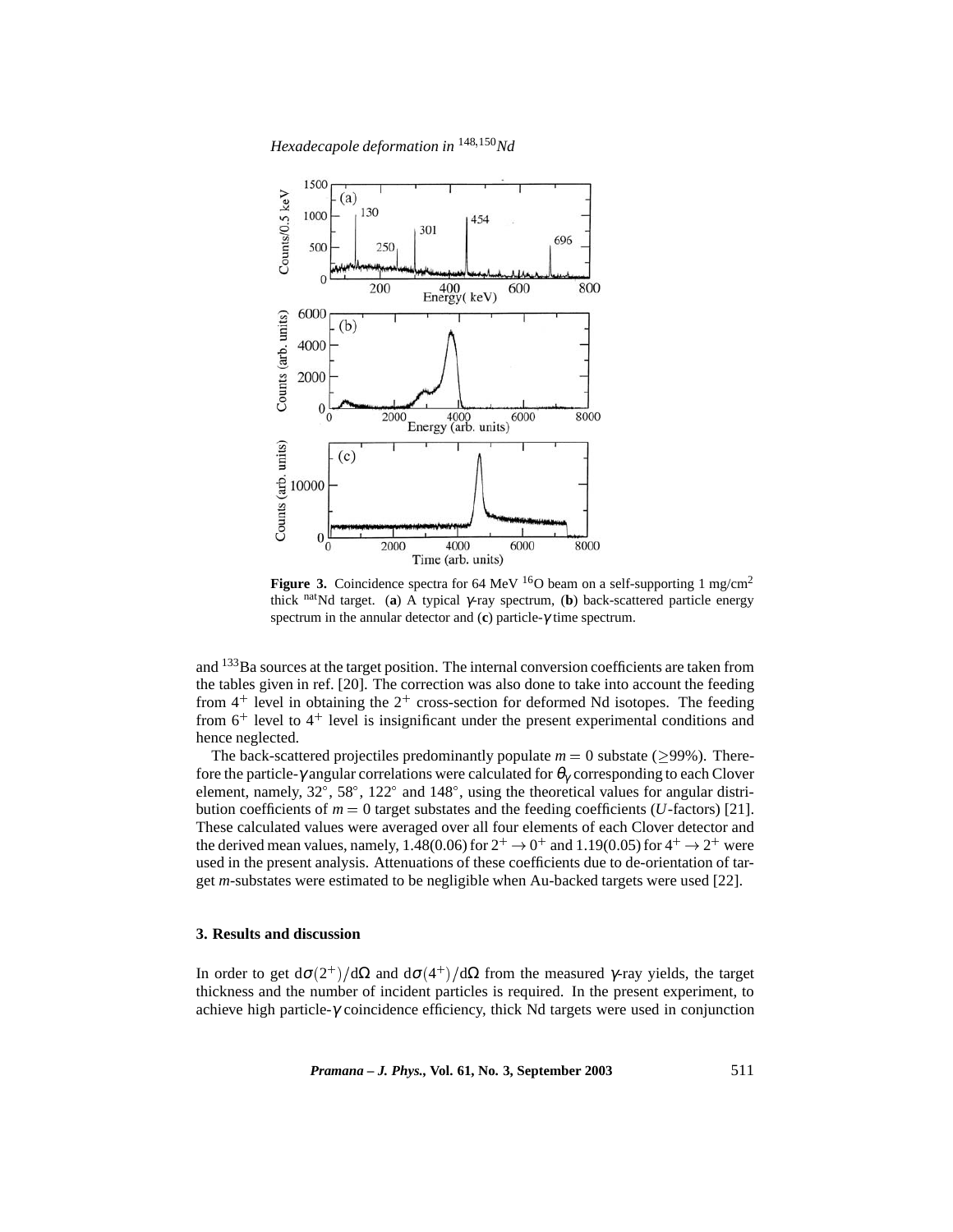**Figure 3.** Coincidence spectra for 64 MeV $^{16}$O beam on a self-supporting 1 mg/cm$^2$ thick $^{nat}$Nd target. (**a**) A typical $\gamma$-ray spectrum, (**b**) back-scattered particle energy spectrum in the annular detector and (**c**) particle-$\gamma$ time spectrum.

and $^{133}$Ba sources at the target position. The internal conversion coefficients are taken from the tables given in ref. [20]. The correction was also done to take into account the feeding from $4^+$ level in obtaining the $2^+$ cross-section for deformed Nd isotopes. The feeding from $6^+$ level to $4^+$ level is insignificant under the present experimental conditions and hence neglected.

The back-scattered projectiles predominantly populate $m = 0$ substate ($\geq$99%). Therefore the particle-$\gamma$ angular correlations were calculated for $\theta_\gamma$ corresponding to each Clover element, namely, 32°, 58°, 122° and 148°, using the theoretical values for angular distribution coefficients of $m = 0$ target substates and the feeding coefficients ($U$-factors) [21]. These calculated values were averaged over all four elements of each Clover detector and the derived mean values, namely, 1.48(0.06) for $2^+ \rightarrow 0^+$ and 1.19(0.05) for $4^+ \rightarrow 2^+$ were used in the present analysis. Attenuations of these coefficients due to de-orientation of target $m$-substates were estimated to be negligible when Au-backed targets were used [22].

### 3. Results and discussion

In order to get $\mathrm{d}\sigma(2^+)/\mathrm{d}\Omega$ and $\mathrm{d}\sigma(4^+)/\mathrm{d}\Omega$ from the measured $\gamma$-ray yields, the target thickness and the number of incident particles is required. In the present experiment, to achieve high particle-$\gamma$ coincidence efficiency, thick Nd targets were used in conjunction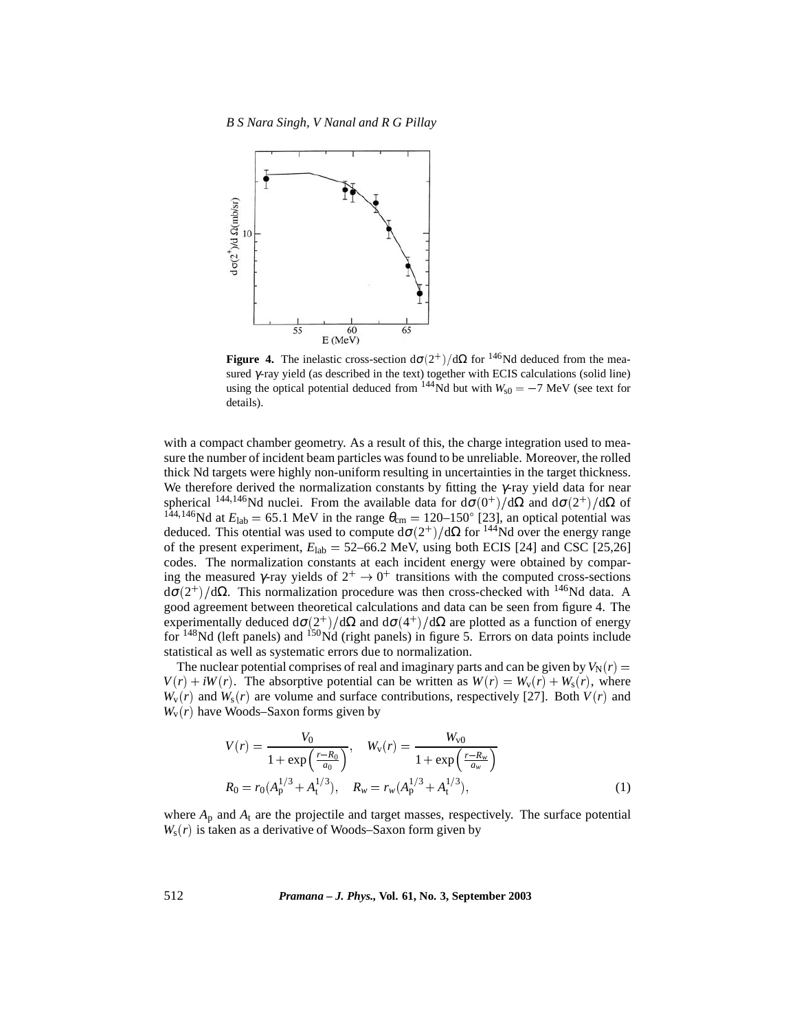**Figure 4.** The inelastic cross-section $d\sigma(2^+)/d\Omega$ for $^{146}$Nd deduced from the measured $\gamma$-ray yield (as described in the text) together with ECIS calculations (solid line) using the optical potential deduced from $^{144}$Nd but with $W_{s0} = -7$ MeV (see text for details).

with a compact chamber geometry. As a result of this, the charge integration used to measure the number of incident beam particles was found to be unreliable. Moreover, the rolled thick Nd targets were highly non-uniform resulting in uncertainties in the target thickness. We therefore derived the normalization constants by fitting the $\gamma$-ray yield data for near spherical $^{144,146}$Nd nuclei. From the available data for $d\sigma(0^+)/d\Omega$ and $d\sigma(2^+)/d\Omega$ of $^{144,146}$Nd at $E_{lab} = 65.1$ MeV in the range $\theta_{cm} = 120$–$150°$ [23], an optical potential was deduced. This otential was used to compute $d\sigma(2^+)/d\Omega$ for $^{144}$Nd over the energy range of the present experiment, $E_{lab} = 52$–$66.2$ MeV, using both ECIS [24] and CSC [25,26] codes. The normalization constants at each incident energy were obtained by comparing the measured $\gamma$-ray yields of $2^+ \rightarrow 0^+$ transitions with the computed cross-sections $d\sigma(2^+)/d\Omega$. This normalization procedure was then cross-checked with $^{146}$Nd data. A good agreement between theoretical calculations and data can be seen from figure 4. The experimentally deduced $d\sigma(2^+)/d\Omega$ and $d\sigma(4^+)/d\Omega$ are plotted as a function of energy for $^{148}$Nd (left panels) and $^{150}$Nd (right panels) in figure 5. Errors on data points include statistical as well as systematic errors due to normalization.

The nuclear potential comprises of real and imaginary parts and can be given by $V_N(r) = V(r) + iW(r)$. The absorptive potential can be written as $W(r) = W_v(r) + W_s(r)$, where $W_v(r)$ and $W_s(r)$ are volume and surface contributions, respectively [27]. Both $V(r)$ and $W_v(r)$ have Woods–Saxon forms given by

$$V(r) = \frac{V_0}{1 + \exp\left(\frac{r - R_0}{a_0}\right)}, \quad W_v(r) = \frac{W_{v0}}{1 + \exp\left(\frac{r - R_w}{a_w}\right)}$$
$$R_0 = r_0(A_p^{1/3} + A_t^{1/3}), \quad R_w = r_w(A_p^{1/3} + A_t^{1/3}), \tag{1}$$

where $A_p$ and $A_t$ are the projectile and target masses, respectively. The surface potential $W_s(r)$ is taken as a derivative of Woods–Saxon form given by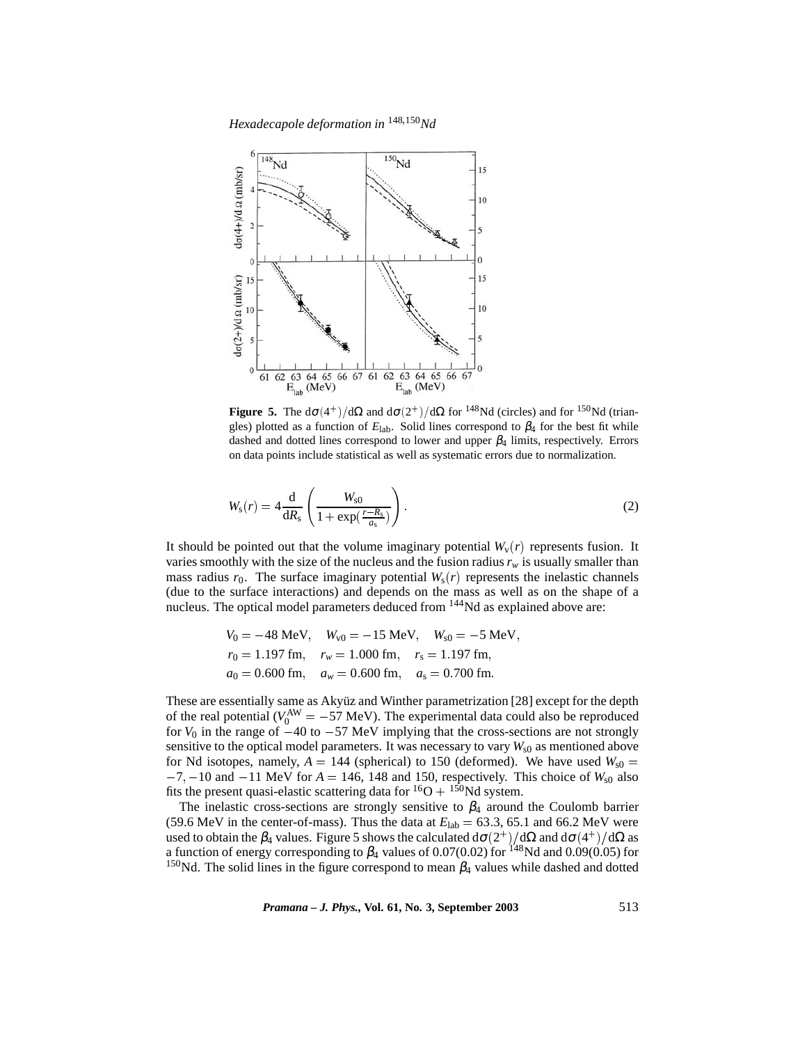**Figure 5.** The $d\sigma(4^+)/d\Omega$ and $d\sigma(2^+)/d\Omega$ for $^{148}$Nd (circles) and for $^{150}$Nd (triangles) plotted as a function of $E_{\text{lab}}$. Solid lines correspond to $\beta_4$ for the best fit while dashed and dotted lines correspond to lower and upper $\beta_4$ limits, respectively. Errors on data points include statistical as well as systematic errors due to normalization.

$$W_s(r) = 4\frac{d}{dR_s}\left(\frac{W_{s0}}{1+\exp(\frac{r-R_s}{a_s})}\right). \tag{2}$$

It should be pointed out that the volume imaginary potential $W_v(r)$ represents fusion. It varies smoothly with the size of the nucleus and the fusion radius $r_w$ is usually smaller than mass radius $r_0$. The surface imaginary potential $W_s(r)$ represents the inelastic channels (due to the surface interactions) and depends on the mass as well as on the shape of a nucleus. The optical model parameters deduced from $^{144}$Nd as explained above are:

$$V_0 = -48 \text{ MeV}, \quad W_{v0} = -15 \text{ MeV}, \quad W_{s0} = -5 \text{ MeV},$$
$$r_0 = 1.197 \text{ fm}, \quad r_w = 1.000 \text{ fm}, \quad r_s = 1.197 \text{ fm},$$
$$a_0 = 0.600 \text{ fm}, \quad a_w = 0.600 \text{ fm}, \quad a_s = 0.700 \text{ fm}.$$

These are essentially same as Akyüz and Winther parametrization [28] except for the depth of the real potential ($V_0^{\text{AW}} = -57$ MeV). The experimental data could also be reproduced for $V_0$ in the range of $-40$ to $-57$ MeV implying that the cross-sections are not strongly sensitive to the optical model parameters. It was necessary to vary $W_{s0}$ as mentioned above for Nd isotopes, namely, $A = 144$ (spherical) to 150 (deformed). We have used $W_{s0} = -7, -10$ and $-11$ MeV for $A = 146$, 148 and 150, respectively. This choice of $W_{s0}$ also fits the present quasi-elastic scattering data for $^{16}$O + $^{150}$Nd system.

The inelastic cross-sections are strongly sensitive to $\beta_4$ around the Coulomb barrier (59.6 MeV in the center-of-mass). Thus the data at $E_{\text{lab}} = 63.3$, 65.1 and 66.2 MeV were used to obtain the $\beta_4$ values. Figure 5 shows the calculated $d\sigma(2^+)/d\Omega$ and $d\sigma(4^+)/d\Omega$ as a function of energy corresponding to $\beta_4$ values of 0.07(0.02) for $^{148}$Nd and 0.09(0.05) for $^{150}$Nd. The solid lines in the figure correspond to mean $\beta_4$ values while dashed and dotted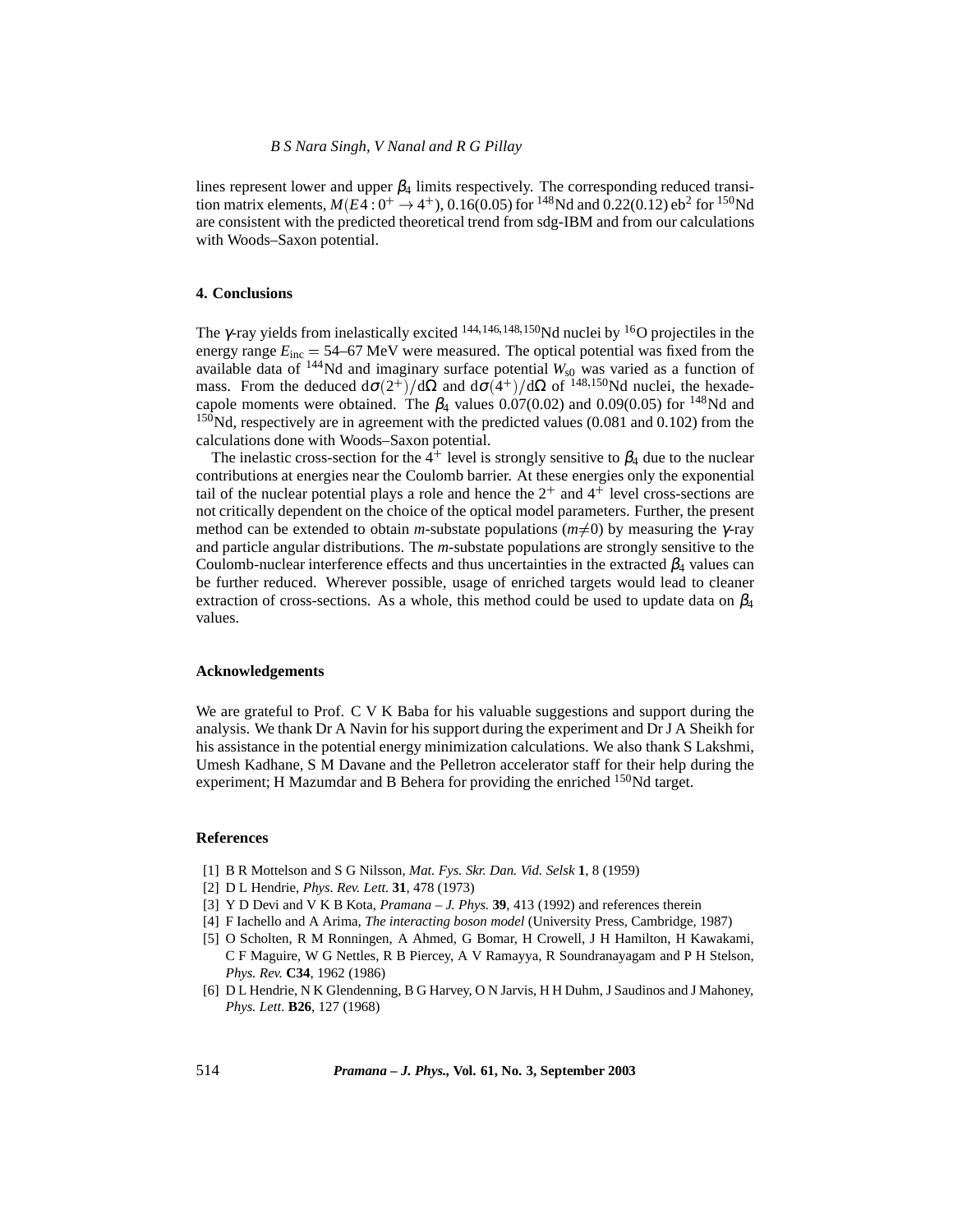lines represent lower and upper $\beta_4$ limits respectively. The corresponding reduced transition matrix elements, $M(E4: 0^+ \rightarrow 4^+)$, 0.16(0.05) for $^{148}$Nd and 0.22(0.12) eb$^2$ for $^{150}$Nd are consistent with the predicted theoretical trend from sdg-IBM and from our calculations with Woods–Saxon potential.

## 4. Conclusions

The $\gamma$-ray yields from inelastically excited $^{144,146,148,150}$Nd nuclei by $^{16}$O projectiles in the energy range $E_{\rm inc} = 54$–67 MeV were measured. The optical potential was fixed from the available data of $^{144}$Nd and imaginary surface potential $W_{s0}$ was varied as a function of mass. From the deduced $\mathrm{d}\sigma(2^+)/\mathrm{d}\Omega$ and $\mathrm{d}\sigma(4^+)/\mathrm{d}\Omega$ of $^{148,150}$Nd nuclei, the hexadecapole moments were obtained. The $\beta_4$ values 0.07(0.02) and 0.09(0.05) for $^{148}$Nd and $^{150}$Nd, respectively are in agreement with the predicted values (0.081 and 0.102) from the calculations done with Woods–Saxon potential.

The inelastic cross-section for the $4^+$ level is strongly sensitive to $\beta_4$ due to the nuclear contributions at energies near the Coulomb barrier. At these energies only the exponential tail of the nuclear potential plays a role and hence the $2^+$ and $4^+$ level cross-sections are not critically dependent on the choice of the optical model parameters. Further, the present method can be extended to obtain *m*-substate populations ($m \neq 0$) by measuring the $\gamma$-ray and particle angular distributions. The *m*-substate populations are strongly sensitive to the Coulomb-nuclear interference effects and thus uncertainties in the extracted $\beta_4$ values can be further reduced. Wherever possible, usage of enriched targets would lead to cleaner extraction of cross-sections. As a whole, this method could be used to update data on $\beta_4$ values.

### Acknowledgements

We are grateful to Prof. C V K Baba for his valuable suggestions and support during the analysis. We thank Dr A Navin for his support during the experiment and Dr J A Sheikh for his assistance in the potential energy minimization calculations. We also thank S Lakshmi, Umesh Kadhane, S M Davane and the Pelletron accelerator staff for their help during the experiment; H Mazumdar and B Behera for providing the enriched $^{150}$Nd target.

### References

[1] B R Mottelson and S G Nilsson, *Mat. Fys. Skr. Dan. Vid. Selsk* **1**, 8 (1959)

[2] D L Hendrie, *Phys. Rev. Lett.* **31**, 478 (1973)

[3] Y D Devi and V K B Kota, *Pramana – J. Phys.* **39**, 413 (1992) and references therein

[4] F Iachello and A Arima, *The interacting boson model* (University Press, Cambridge, 1987)

[5] O Scholten, R M Ronningen, A Ahmed, G Bomar, H Crowell, J H Hamilton, H Kawakami, C F Maguire, W G Nettles, R B Piercey, A V Ramayya, R Soundranayagam and P H Stelson, *Phys. Rev.* **C34**, 1962 (1986)

[6] D L Hendrie, N K Glendenning, B G Harvey, O N Jarvis, H H Duhm, J Saudinos and J Mahoney, *Phys. Lett.* **B26**, 127 (1968)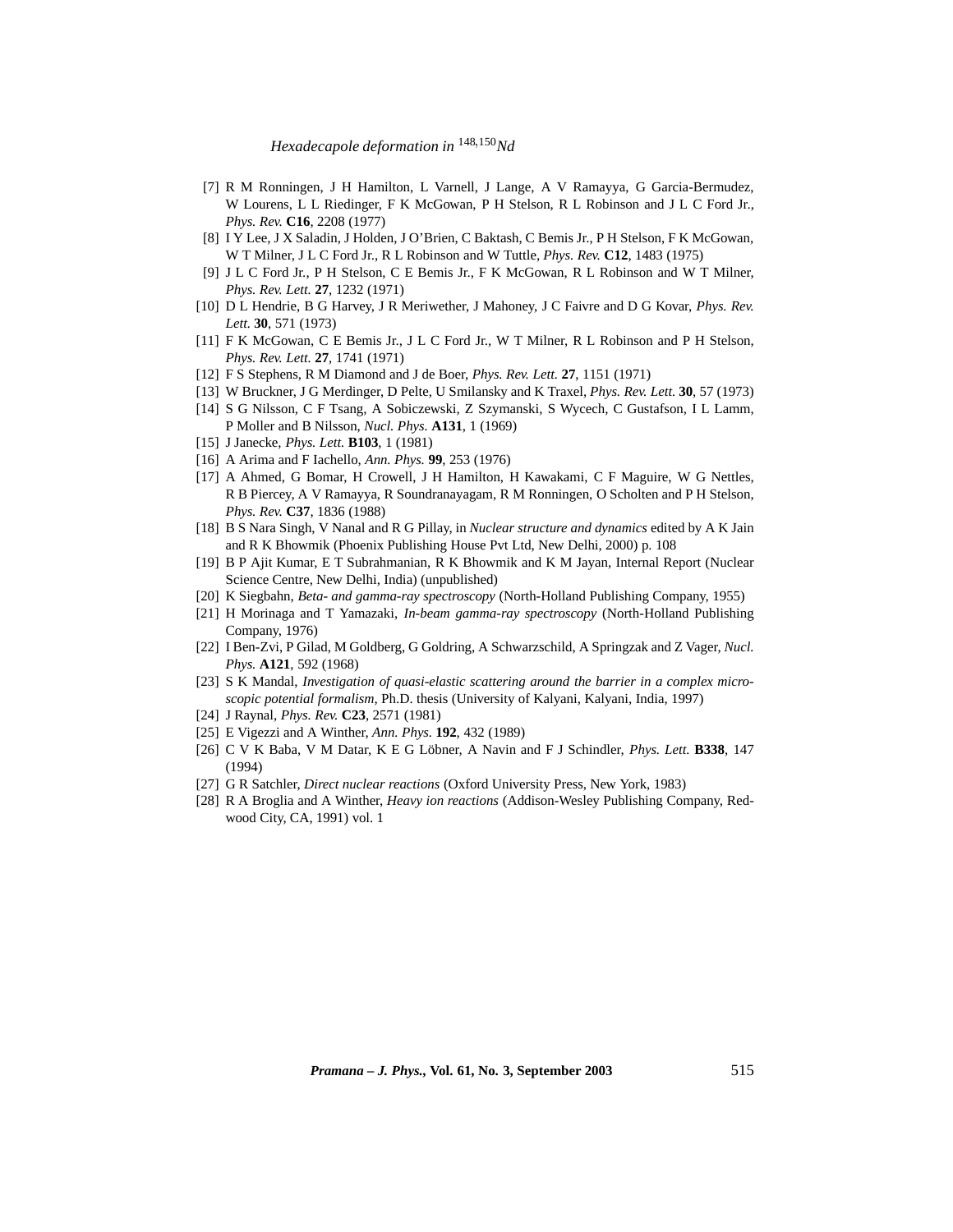[7] R M Ronningen, J H Hamilton, L Varnell, J Lange, A V Ramayya, G Garcia-Bermudez, W Lourens, L L Riedinger, F K McGowan, P H Stelson, R L Robinson and J L C Ford Jr., *Phys. Rev.* **C16**, 2208 (1977)

[8] I Y Lee, J X Saladin, J Holden, J O'Brien, C Baktash, C Bemis Jr., P H Stelson, F K McGowan, W T Milner, J L C Ford Jr., R L Robinson and W Tuttle, *Phys. Rev.* **C12**, 1483 (1975)

[9] J L C Ford Jr., P H Stelson, C E Bemis Jr., F K McGowan, R L Robinson and W T Milner, *Phys. Rev. Lett.* **27**, 1232 (1971)

[10] D L Hendrie, B G Harvey, J R Meriwether, J Mahoney, J C Faivre and D G Kovar, *Phys. Rev. Lett.* **30**, 571 (1973)

[11] F K McGowan, C E Bemis Jr., J L C Ford Jr., W T Milner, R L Robinson and P H Stelson, *Phys. Rev. Lett.* **27**, 1741 (1971)

[12] F S Stephens, R M Diamond and J de Boer, *Phys. Rev. Lett.* **27**, 1151 (1971)

[13] W Bruckner, J G Merdinger, D Pelte, U Smilansky and K Traxel, *Phys. Rev. Lett.* **30**, 57 (1973)

[14] S G Nilsson, C F Tsang, A Sobiczewski, Z Szymanski, S Wycech, C Gustafson, I L Lamm, P Moller and B Nilsson, *Nucl. Phys.* **A131**, 1 (1969)

[15] J Janecke, *Phys. Lett.* **B103**, 1 (1981)

[16] A Arima and F Iachello, *Ann. Phys.* **99**, 253 (1976)

[17] A Ahmed, G Bomar, H Crowell, J H Hamilton, H Kawakami, C F Maguire, W G Nettles, R B Piercey, A V Ramayya, R Soundranayagam, R M Ronningen, O Scholten and P H Stelson, *Phys. Rev.* **C37**, 1836 (1988)

[18] B S Nara Singh, V Nanal and R G Pillay, in *Nuclear structure and dynamics* edited by A K Jain and R K Bhowmik (Phoenix Publishing House Pvt Ltd, New Delhi, 2000) p. 108

[19] B P Ajit Kumar, E T Subrahmanian, R K Bhowmik and K M Jayan, Internal Report (Nuclear Science Centre, New Delhi, India) (unpublished)

[20] K Siegbahn, *Beta- and gamma-ray spectroscopy* (North-Holland Publishing Company, 1955)

[21] H Morinaga and T Yamazaki, *In-beam gamma-ray spectroscopy* (North-Holland Publishing Company, 1976)

[22] I Ben-Zvi, P Gilad, M Goldberg, G Goldring, A Schwarzschild, A Springzak and Z Vager, *Nucl. Phys.* **A121**, 592 (1968)

[23] S K Mandal, *Investigation of quasi-elastic scattering around the barrier in a complex microscopic potential formalism*, Ph.D. thesis (University of Kalyani, Kalyani, India, 1997)

[24] J Raynal, *Phys. Rev.* **C23**, 2571 (1981)

[25] E Vigezzi and A Winther, *Ann. Phys.* **192**, 432 (1989)

[26] C V K Baba, V M Datar, K E G Löbner, A Navin and F J Schindler, *Phys. Lett.* **B338**, 147 (1994)

[27] G R Satchler, *Direct nuclear reactions* (Oxford University Press, New York, 1983)

[28] R A Broglia and A Winther, *Heavy ion reactions* (Addison-Wesley Publishing Company, Redwood City, CA, 1991) vol. 1